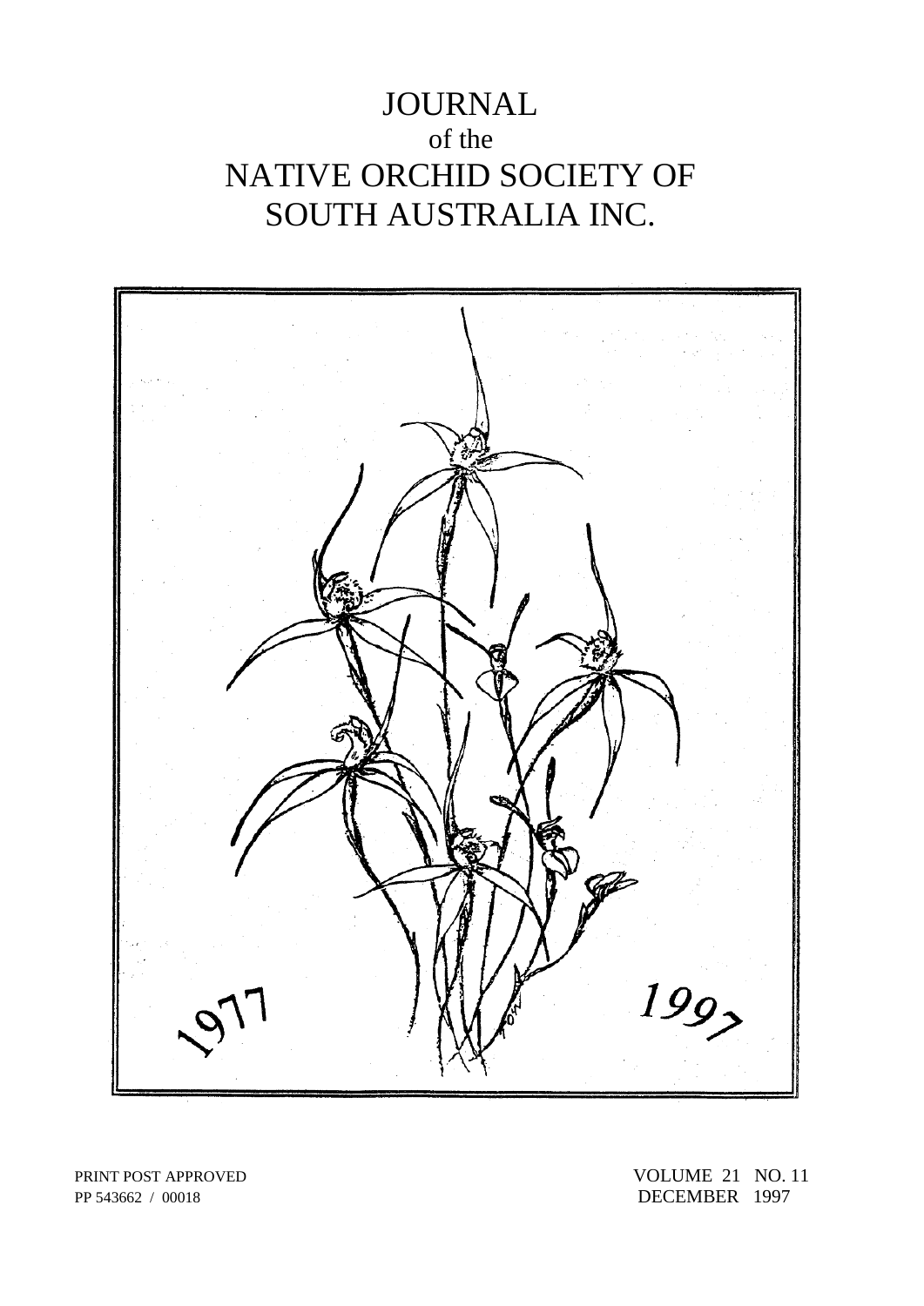# JOURNAL
of the
# NATIVE ORCHID SOCIETY OF SOUTH AUSTRALIA INC.

1977 1997

PRINT POST APPROVED
PP 543662 / 00018

VOLUME 21 NO. 11
DECEMBER 1997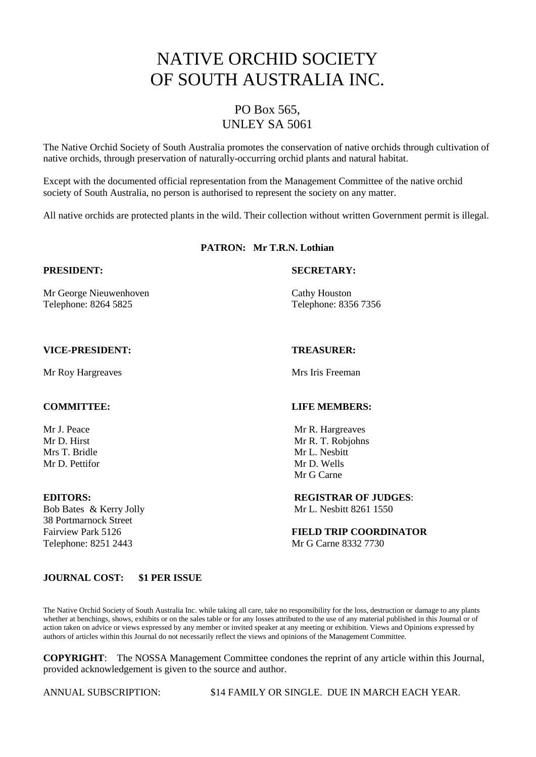# NATIVE ORCHID SOCIETY OF SOUTH AUSTRALIA INC.

## PO Box 565, UNLEY SA 5061

The Native Orchid Society of South Australia promotes the conservation of native orchids through cultivation of native orchids, through preservation of naturally-occurring orchid plants and natural habitat.

Except with the documented official representation from the Management Committee of the native orchid society of South Australia, no person is authorised to represent the society on any matter.

All native orchids are protected plants in the wild. Their collection without written Government permit is illegal.

**PATRON: Mr T.R.N. Lothian**

**PRESIDENT:**

Mr George Nieuwenhoven
Telephone: 8264 5825

**SECRETARY:**

Cathy Houston
Telephone: 8356 7356

**VICE-PRESIDENT:**

Mr Roy Hargreaves

**TREASURER:**

Mrs Iris Freeman

**COMMITTEE:**

Mr J. Peace
Mr D. Hirst
Mrs T. Bridle
Mr D. Pettifor

**LIFE MEMBERS:**

Mr R. Hargreaves
Mr R. T. Robjohns
Mr L. Nesbitt
Mr D. Wells
Mr G Carne

**EDITORS:**
Bob Bates & Kerry Jolly
38 Portmarnock Street
Fairview Park 5126
Telephone: 8251 2443

**REGISTRAR OF JUDGES**:
Mr L. Nesbitt 8261 1550

**FIELD TRIP COORDINATOR**
Mr G Carne 8332 7730

**JOURNAL COST: $1 PER ISSUE**

The Native Orchid Society of South Australia Inc. while taking all care, take no responsibility for the loss, destruction or damage to any plants whether at benchings, shows, exhibits or on the sales table or for any losses attributed to the use of any material published in this Journal or of action taken on advice or views expressed by any member or invited speaker at any meeting or exhibition. Views and Opinions expressed by authors of articles within this Journal do not necessarily reflect the views and opinions of the Management Committee.

**COPYRIGHT**: The NOSSA Management Committee condones the reprint of any article within this Journal, provided acknowledgement is given to the source and author.

ANNUAL SUBSCRIPTION: $14 FAMILY OR SINGLE. DUE IN MARCH EACH YEAR.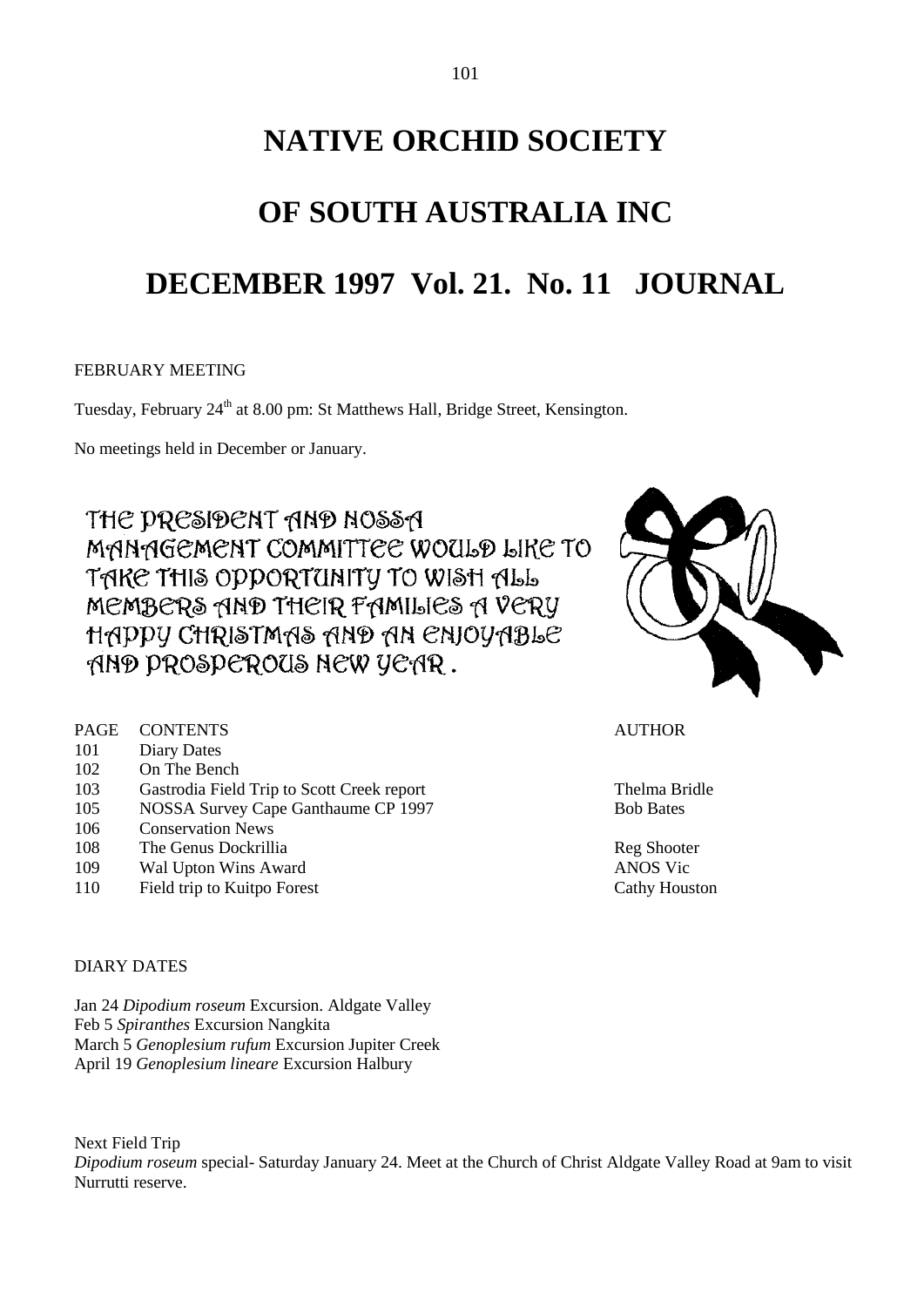# NATIVE ORCHID SOCIETY

# OF SOUTH AUSTRALIA INC

# DECEMBER 1997 Vol. 21. No. 11 JOURNAL

FEBRUARY MEETING

Tuesday, February 24th at 8.00 pm: St Matthews Hall, Bridge Street, Kensington.

No meetings held in December or January.

THE PRESIDENT AND NOSSA MANAGEMENT COMMITTEE WOULD LIKE TO TAKE THIS OPPORTUNITY TO WISH ALL MEMBERS AND THEIR FAMILIES A VERY HAPPY CHRISTMAS AND AN ENJOYABLE AND PROSPEROUS NEW YEAR .

| PAGE | CONTENTS | AUTHOR |
|---|---|---|
| 101 | Diary Dates | |
| 102 | On The Bench | |
| 103 | Gastrodia Field Trip to Scott Creek report | Thelma Bridle |
| 105 | NOSSA Survey Cape Ganthaume CP 1997 | Bob Bates |
| 106 | Conservation News | |
| 108 | The Genus Dockrillia | Reg Shooter |
| 109 | Wal Upton Wins Award | ANOS Vic |
| 110 | Field trip to Kuitpo Forest | Cathy Houston |

DIARY DATES

Jan 24 *Dipodium roseum* Excursion. Aldgate Valley
Feb 5 *Spiranthes* Excursion Nangkita
March 5 *Genoplesium rufum* Excursion Jupiter Creek
April 19 *Genoplesium lineare* Excursion Halbury

Next Field Trip
*Dipodium roseum* special- Saturday January 24. Meet at the Church of Christ Aldgate Valley Road at 9am to visit Nurrutti reserve.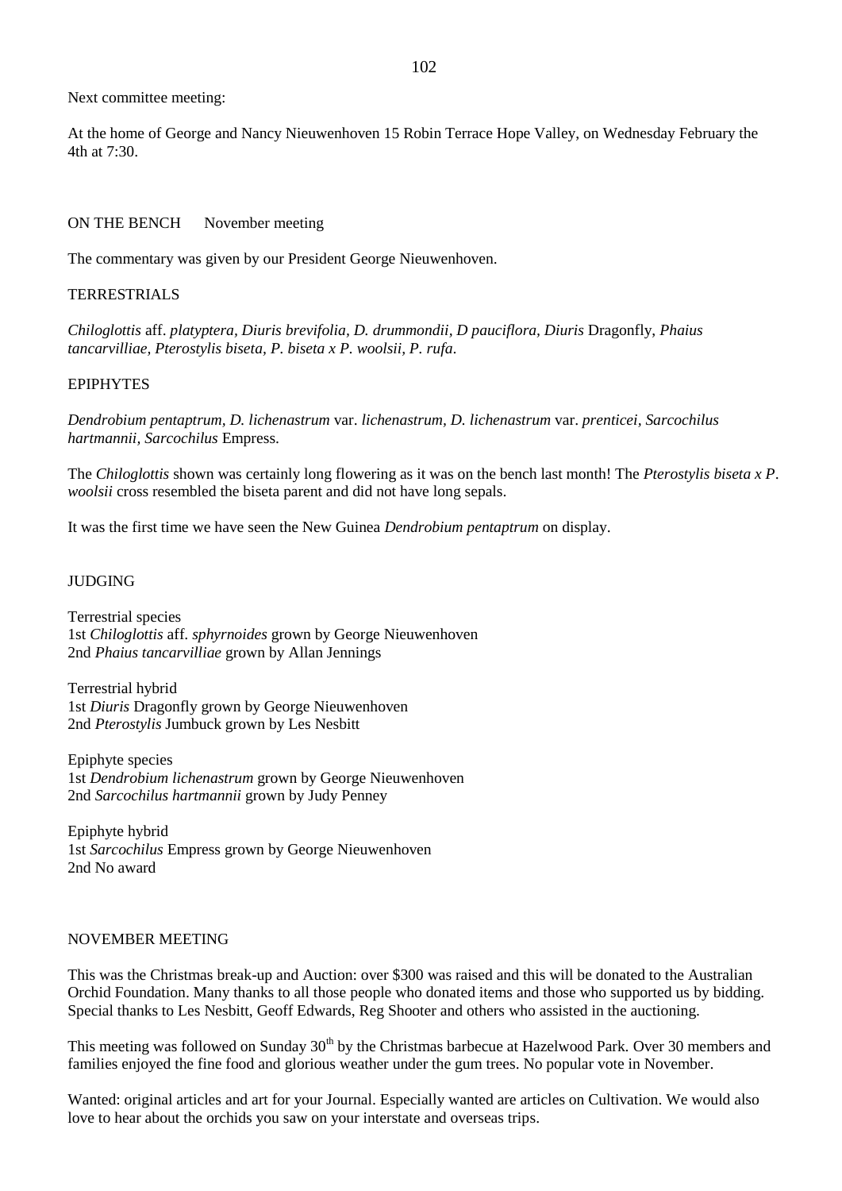Next committee meeting:

At the home of George and Nancy Nieuwenhoven 15 Robin Terrace Hope Valley, on Wednesday February the 4th at 7:30.

ON THE BENCH November meeting

The commentary was given by our President George Nieuwenhoven.

TERRESTRIALS

*Chiloglottis* aff. *platyptera, Diuris brevifolia, D. drummondii, D pauciflora, Diuris* Dragonfly*, Phaius tancarvilliae, Pterostylis biseta, P. biseta x P. woolsii, P. rufa*.

EPIPHYTES

*Dendrobium pentaptrum, D. lichenastrum* var. *lichenastrum, D. lichenastrum* var. *prenticei, Sarcochilus hartmannii, Sarcochilus* Empress.

The *Chiloglottis* shown was certainly long flowering as it was on the bench last month! The *Pterostylis biseta x P. woolsii* cross resembled the biseta parent and did not have long sepals.

It was the first time we have seen the New Guinea *Dendrobium pentaptrum* on display.

JUDGING

Terrestrial species
1st *Chiloglottis* aff. *sphyrnoides* grown by George Nieuwenhoven
2nd *Phaius tancarvilliae* grown by Allan Jennings

Terrestrial hybrid
1st *Diuris* Dragonfly grown by George Nieuwenhoven
2nd *Pterostylis* Jumbuck grown by Les Nesbitt

Epiphyte species
1st *Dendrobium lichenastrum* grown by George Nieuwenhoven
2nd *Sarcochilus hartmannii* grown by Judy Penney

Epiphyte hybrid
1st *Sarcochilus* Empress grown by George Nieuwenhoven
2nd No award

NOVEMBER MEETING

This was the Christmas break-up and Auction: over $300 was raised and this will be donated to the Australian Orchid Foundation. Many thanks to all those people who donated items and those who supported us by bidding. Special thanks to Les Nesbitt, Geoff Edwards, Reg Shooter and others who assisted in the auctioning.

This meeting was followed on Sunday 30th by the Christmas barbecue at Hazelwood Park. Over 30 members and families enjoyed the fine food and glorious weather under the gum trees. No popular vote in November.

Wanted: original articles and art for your Journal. Especially wanted are articles on Cultivation. We would also love to hear about the orchids you saw on your interstate and overseas trips.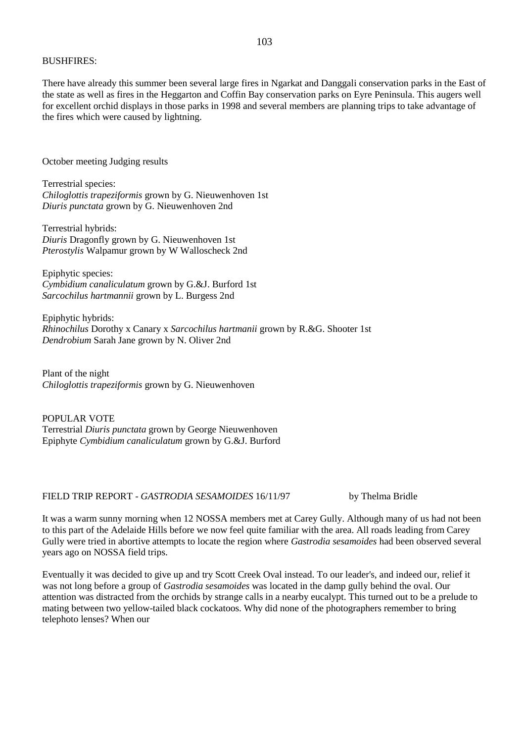BUSHFIRES:

There have already this summer been several large fires in Ngarkat and Danggali conservation parks in the East of the state as well as fires in the Heggarton and Coffin Bay conservation parks on Eyre Peninsula. This augers well for excellent orchid displays in those parks in 1998 and several members are planning trips to take advantage of the fires which were caused by lightning.

October meeting Judging results

Terrestrial species:
*Chiloglottis trapeziformis* grown by G. Nieuwenhoven 1st
*Diuris punctata* grown by G. Nieuwenhoven 2nd

Terrestrial hybrids:
*Diuris* Dragonfly grown by G. Nieuwenhoven 1st
*Pterostylis* Walpamur grown by W Walloscheck 2nd

Epiphytic species:
*Cymbidium canaliculatum* grown by G.&J. Burford 1st
*Sarcochilus hartmannii* grown by L. Burgess 2nd

Epiphytic hybrids:
*Rhinochilus* Dorothy x Canary x *Sarcochilus hartmanii* grown by R.&G. Shooter 1st
*Dendrobium* Sarah Jane grown by N. Oliver 2nd

Plant of the night
*Chiloglottis trapeziformis* grown by G. Nieuwenhoven

POPULAR VOTE
Terrestrial *Diuris punctata* grown by George Nieuwenhoven
Epiphyte *Cymbidium canaliculatum* grown by G.&J. Burford

FIELD TRIP REPORT - *GASTRODIA SESAMOIDES* 16/11/97 by Thelma Bridle

It was a warm sunny morning when 12 NOSSA members met at Carey Gully. Although many of us had not been to this part of the Adelaide Hills before we now feel quite familiar with the area. All roads leading from Carey Gully were tried in abortive attempts to locate the region where *Gastrodia sesamoides* had been observed several years ago on NOSSA field trips.

Eventually it was decided to give up and try Scott Creek Oval instead. To our leader's, and indeed our, relief it was not long before a group of *Gastrodia sesamoides* was located in the damp gully behind the oval. Our attention was distracted from the orchids by strange calls in a nearby eucalypt. This turned out to be a prelude to mating between two yellow-tailed black cockatoos. Why did none of the photographers remember to bring telephoto lenses? When our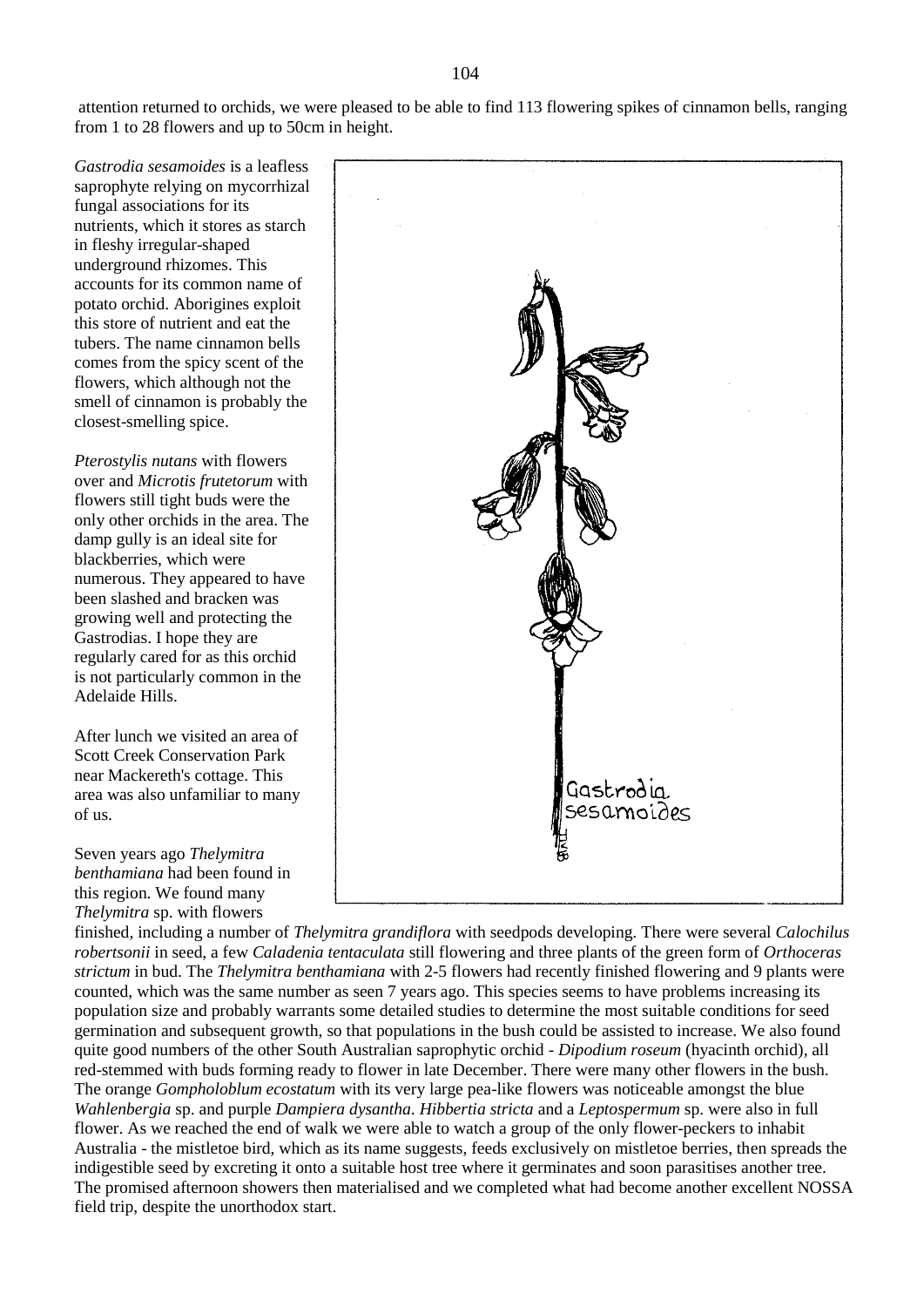attention returned to orchids, we were pleased to be able to find 113 flowering spikes of cinnamon bells, ranging from 1 to 28 flowers and up to 50cm in height.

*Gastrodia sesamoides* is a leafless saprophyte relying on mycorrhizal fungal associations for its nutrients, which it stores as starch in fleshy irregular-shaped underground rhizomes. This accounts for its common name of potato orchid. Aborigines exploit this store of nutrient and eat the tubers. The name cinnamon bells comes from the spicy scent of the flowers, which although not the smell of cinnamon is probably the closest-smelling spice.

*Pterostylis nutans* with flowers over and *Microtis frutetorum* with flowers still tight buds were the only other orchids in the area. The damp gully is an ideal site for blackberries, which were numerous. They appeared to have been slashed and bracken was growing well and protecting the Gastrodias. I hope they are regularly cared for as this orchid is not particularly common in the Adelaide Hills.

After lunch we visited an area of Scott Creek Conservation Park near Mackereth's cottage. This area was also unfamiliar to many of us.

Seven years ago *Thelymitra benthamiana* had been found in this region. We found many *Thelymitra* sp. with flowers finished, including a number of *Thelymitra grandiflora* with seedpods developing. There were several *Calochilus robertsonii* in seed, a few *Caladenia tentaculata* still flowering and three plants of the green form of *Orthoceras strictum* in bud. The *Thelymitra benthamiana* with 2-5 flowers had recently finished flowering and 9 plants were counted, which was the same number as seen 7 years ago. This species seems to have problems increasing its population size and probably warrants some detailed studies to determine the most suitable conditions for seed germination and subsequent growth, so that populations in the bush could be assisted to increase. We also found quite good numbers of the other South Australian saprophytic orchid - *Dipodium roseum* (hyacinth orchid), all red-stemmed with buds forming ready to flower in late December. There were many other flowers in the bush. The orange *Gompholoblum ecostatum* with its very large pea-like flowers was noticeable amongst the blue *Wahlenbergia* sp. and purple *Dampiera dysantha*. *Hibbertia stricta* and a *Leptospermum* sp. were also in full flower. As we reached the end of walk we were able to watch a group of the only flower-peckers to inhabit Australia - the mistletoe bird, which as its name suggests, feeds exclusively on mistletoe berries, then spreads the indigestible seed by excreting it onto a suitable host tree where it germinates and soon parasitises another tree. The promised afternoon showers then materialised and we completed what had become another excellent NOSSA field trip, despite the unorthodox start.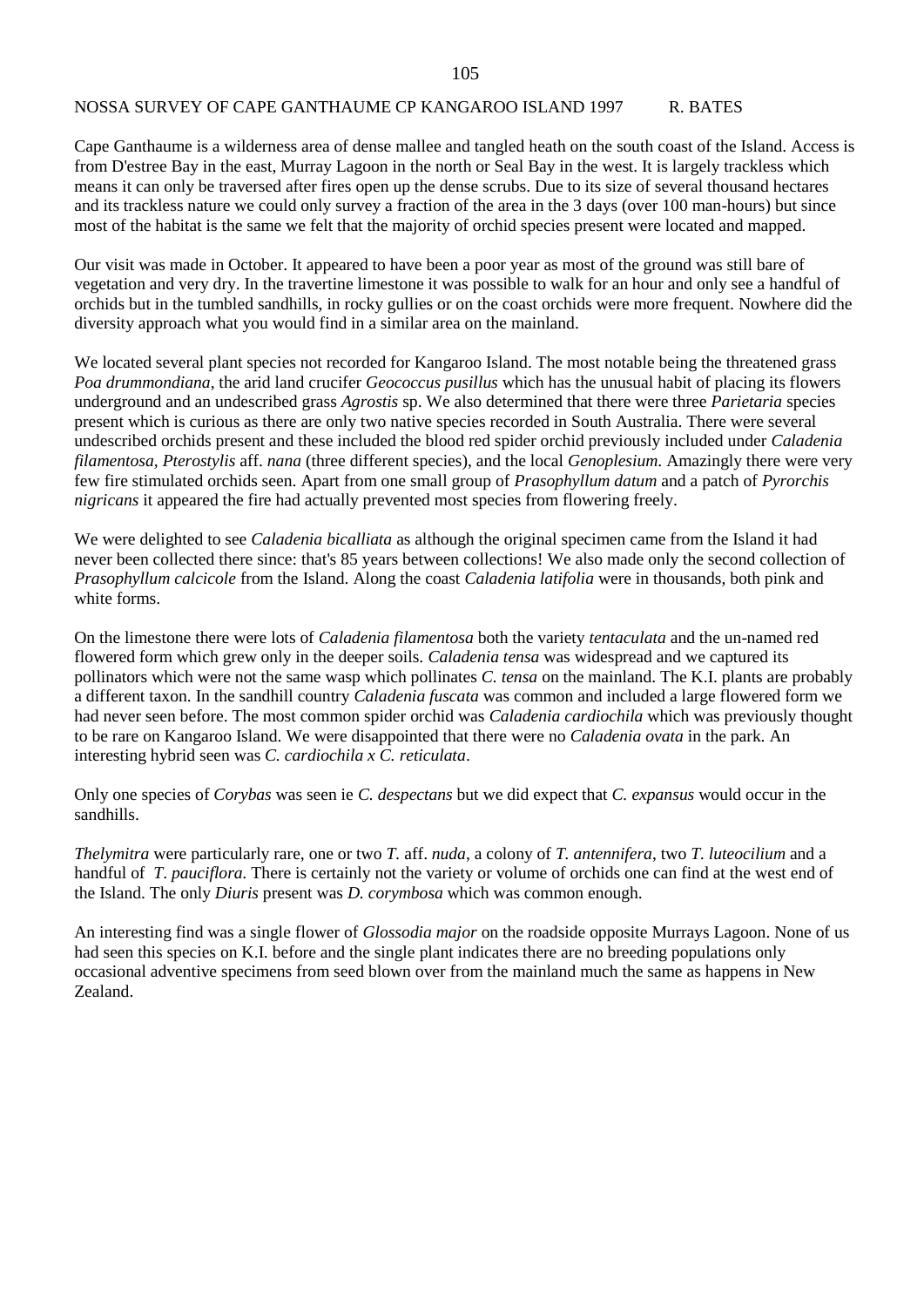## NOSSA SURVEY OF CAPE GANTHAUME CP KANGAROO ISLAND 1997 R. BATES

Cape Ganthaume is a wilderness area of dense mallee and tangled heath on the south coast of the Island. Access is from D'estree Bay in the east, Murray Lagoon in the north or Seal Bay in the west. It is largely trackless which means it can only be traversed after fires open up the dense scrubs. Due to its size of several thousand hectares and its trackless nature we could only survey a fraction of the area in the 3 days (over 100 man-hours) but since most of the habitat is the same we felt that the majority of orchid species present were located and mapped.

Our visit was made in October. It appeared to have been a poor year as most of the ground was still bare of vegetation and very dry. In the travertine limestone it was possible to walk for an hour and only see a handful of orchids but in the tumbled sandhills, in rocky gullies or on the coast orchids were more frequent. Nowhere did the diversity approach what you would find in a similar area on the mainland.

We located several plant species not recorded for Kangaroo Island. The most notable being the threatened grass *Poa drummondiana*, the arid land crucifer *Geococcus pusillus* which has the unusual habit of placing its flowers underground and an undescribed grass *Agrostis* sp. We also determined that there were three *Parietaria* species present which is curious as there are only two native species recorded in South Australia. There were several undescribed orchids present and these included the blood red spider orchid previously included under *Caladenia filamentosa, Pterostylis* aff. *nana* (three different species), and the local *Genoplesium*. Amazingly there were very few fire stimulated orchids seen. Apart from one small group of *Prasophyllum datum* and a patch of *Pyrorchis nigricans* it appeared the fire had actually prevented most species from flowering freely.

We were delighted to see *Caladenia bicalliata* as although the original specimen came from the Island it had never been collected there since: that's 85 years between collections! We also made only the second collection of *Prasophyllum calcicole* from the Island. Along the coast *Caladenia latifolia* were in thousands, both pink and white forms.

On the limestone there were lots of *Caladenia filamentosa* both the variety *tentaculata* and the un-named red flowered form which grew only in the deeper soils. *Caladenia tensa* was widespread and we captured its pollinators which were not the same wasp which pollinates *C. tensa* on the mainland. The K.I. plants are probably a different taxon. In the sandhill country *Caladenia fuscata* was common and included a large flowered form we had never seen before. The most common spider orchid was *Caladenia cardiochila* which was previously thought to be rare on Kangaroo Island. We were disappointed that there were no *Caladenia ovata* in the park. An interesting hybrid seen was *C. cardiochila x C. reticulata*.

Only one species of *Corybas* was seen ie *C. despectans* but we did expect that *C. expansus* would occur in the sandhills.

*Thelymitra* were particularly rare, one or two *T.* aff. *nuda*, a colony of *T. antennifera*, two *T. luteocilium* and a handful of *T. pauciflora*. There is certainly not the variety or volume of orchids one can find at the west end of the Island. The only *Diuris* present was *D. corymbosa* which was common enough.

An interesting find was a single flower of *Glossodia major* on the roadside opposite Murrays Lagoon. None of us had seen this species on K.I. before and the single plant indicates there are no breeding populations only occasional adventive specimens from seed blown over from the mainland much the same as happens in New Zealand.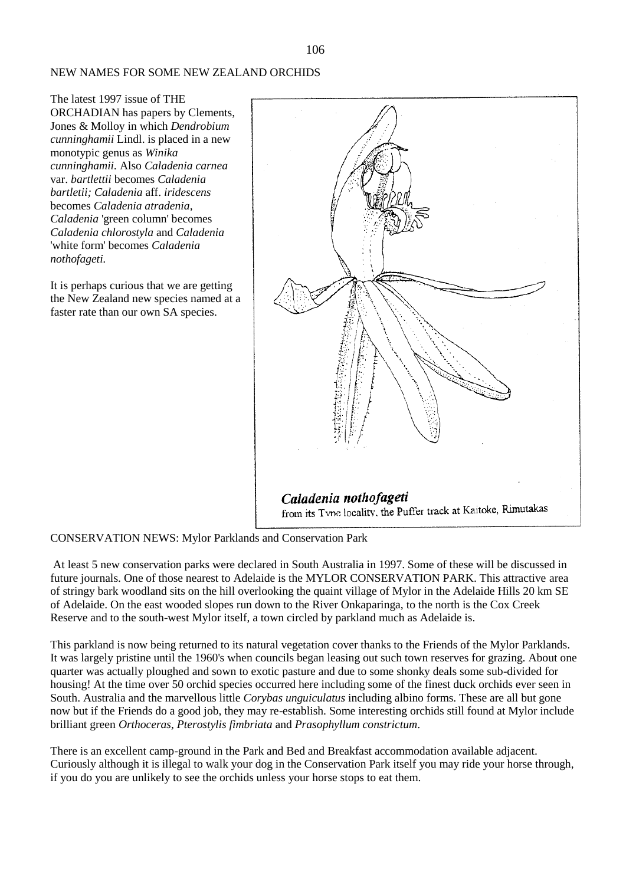## NEW NAMES FOR SOME NEW ZEALAND ORCHIDS

The latest 1997 issue of THE ORCHADIAN has papers by Clements, Jones & Molloy in which *Dendrobium cunninghamii* Lindl. is placed in a new monotypic genus as *Winika cunninghamii.* Also *Caladenia carnea* var. *bartlettii* becomes *Caladenia bartletii; Caladenia* aff. *iridescens* becomes *Caladenia atradenia*, *Caladenia* 'green column' becomes *Caladenia chlorostyla* and *Caladenia* 'white form' becomes *Caladenia nothofageti.*

It is perhaps curious that we are getting the New Zealand new species named at a faster rate than our own SA species.

***Caladenia nothofageti***
from its Type locality, the Puffer track at Kaitoke, Rimutakas

## CONSERVATION NEWS: Mylor Parklands and Conservation Park

At least 5 new conservation parks were declared in South Australia in 1997. Some of these will be discussed in future journals. One of those nearest to Adelaide is the MYLOR CONSERVATION PARK. This attractive area of stringy bark woodland sits on the hill overlooking the quaint village of Mylor in the Adelaide Hills 20 km SE of Adelaide. On the east wooded slopes run down to the River Onkaparinga, to the north is the Cox Creek Reserve and to the south-west Mylor itself, a town circled by parkland much as Adelaide is.

This parkland is now being returned to its natural vegetation cover thanks to the Friends of the Mylor Parklands. It was largely pristine until the 1960's when councils began leasing out such town reserves for grazing. About one quarter was actually ploughed and sown to exotic pasture and due to some shonky deals some sub-divided for housing! At the time over 50 orchid species occurred here including some of the finest duck orchids ever seen in South. Australia and the marvellous little *Corybas unguiculatus* including albino forms. These are all but gone now but if the Friends do a good job, they may re-establish. Some interesting orchids still found at Mylor include brilliant green *Orthoceras*, *Pterostylis fimbriata* and *Prasophyllum constrictum*.

There is an excellent camp-ground in the Park and Bed and Breakfast accommodation available adjacent. Curiously although it is illegal to walk your dog in the Conservation Park itself you may ride your horse through, if you do you are unlikely to see the orchids unless your horse stops to eat them.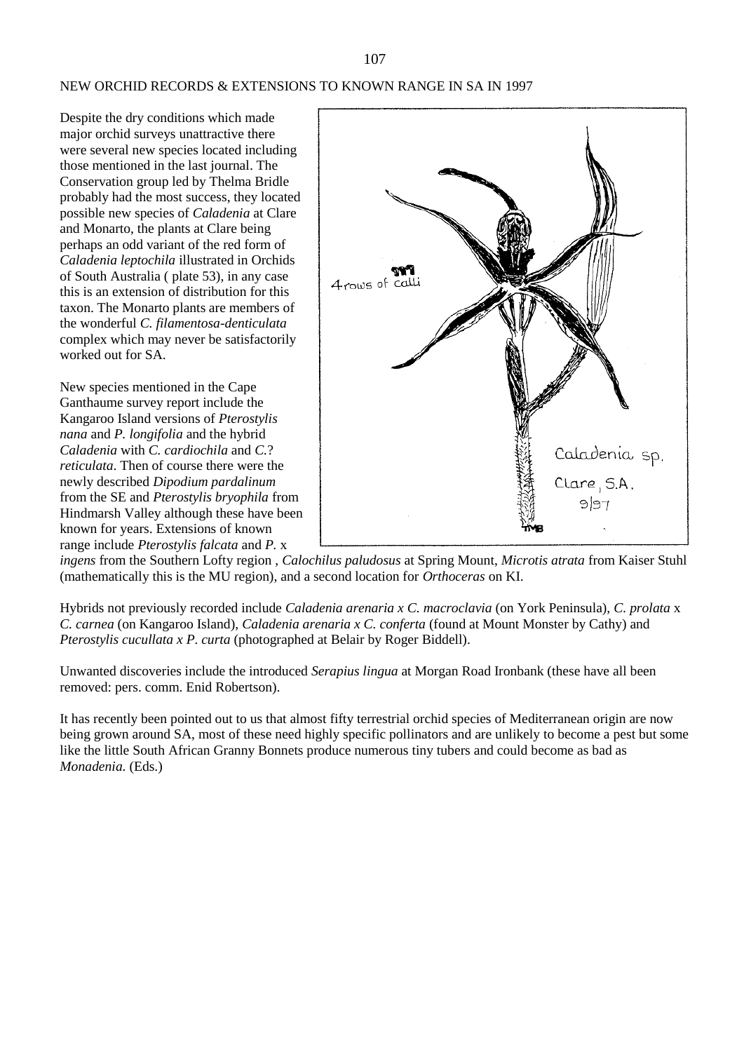## NEW ORCHID RECORDS & EXTENSIONS TO KNOWN RANGE IN SA IN 1997

Despite the dry conditions which made major orchid surveys unattractive there were several new species located including those mentioned in the last journal. The Conservation group led by Thelma Bridle probably had the most success, they located possible new species of *Caladenia* at Clare and Monarto, the plants at Clare being perhaps an odd variant of the red form of *Caladenia leptochila* illustrated in Orchids of South Australia ( plate 53), in any case this is an extension of distribution for this taxon. The Monarto plants are members of the wonderful *C. filamentosa-denticulata* complex which may never be satisfactorily worked out for SA.

New species mentioned in the Cape Ganthaume survey report include the Kangaroo Island versions of *Pterostylis nana* and *P. longifolia* and the hybrid *Caladenia* with *C. cardiochila* and *C.*? *reticulata*. Then of course there were the newly described *Dipodium pardalinum* from the SE and *Pterostylis bryophila* from Hindmarsh Valley although these have been known for years. Extensions of known range include *Pterostylis falcata* and *P.* x *ingens* from the Southern Lofty region , *Calochilus paludosus* at Spring Mount, *Microtis atrata* from Kaiser Stuhl (mathematically this is the MU region), and a second location for *Orthoceras* on KI.

4 rows of calli

Caladenia sp.
Clare, S.A.
9/97

Hybrids not previously recorded include *Caladenia arenaria x C. macroclavia* (on York Peninsula), *C. prolata* x *C. carnea* (on Kangaroo Island), *Caladenia arenaria x C. conferta* (found at Mount Monster by Cathy) and *Pterostylis cucullata x P. curta* (photographed at Belair by Roger Biddell).

Unwanted discoveries include the introduced *Serapius lingua* at Morgan Road Ironbank (these have all been removed: pers. comm. Enid Robertson).

It has recently been pointed out to us that almost fifty terrestrial orchid species of Mediterranean origin are now being grown around SA, most of these need highly specific pollinators and are unlikely to become a pest but some like the little South African Granny Bonnets produce numerous tiny tubers and could become as bad as *Monadenia.* (Eds.)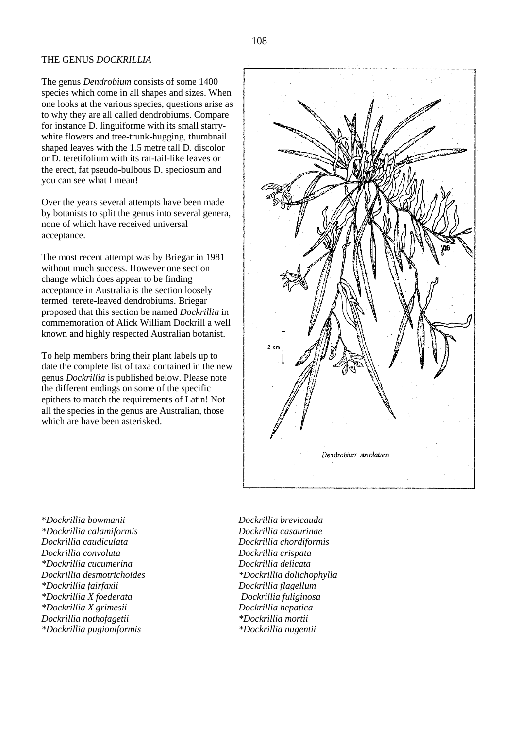# THE GENUS *DOCKRILLIA*

The genus *Dendrobium* consists of some 1400 species which come in all shapes and sizes. When one looks at the various species, questions arise as to why they are all called dendrobiums. Compare for instance D. linguiforme with its small starry-white flowers and tree-trunk-hugging, thumbnail shaped leaves with the 1.5 metre tall D. discolor or D. teretifolium with its rat-tail-like leaves or the erect, fat pseudo-bulbous D. speciosum and you can see what I mean!

Over the years several attempts have been made by botanists to split the genus into several genera, none of which have received universal acceptance.

The most recent attempt was by Briegar in 1981 without much success. However one section change which does appear to be finding acceptance in Australia is the section loosely termed terete-leaved dendrobiums. Briegar proposed that this section be named *Dockrillia* in commemoration of Alick William Dockrill a well known and highly respected Australian botanist.

To help members bring their plant labels up to date the complete list of taxa contained in the new genus *Dockrillia* is published below. Please note the different endings on some of the specific epithets to match the requirements of Latin! Not all the species in the genus are Australian, those which are have been asterisked.

*Dendrobium striolatum*

*\*Dockrillia bowmanii*
*\*Dockrillia calamiformis*
*Dockrillia caudiculata*
*Dockrillia convoluta*
*\*Dockrillia cucumerina*
*Dockrillia desmotrichoides*
*\*Dockrillia fairfaxii*
*\*Dockrillia X foederata*
*\*Dockrillia X grimesii*
*Dockrillia nothofagetii*
*\*Dockrillia pugioniformis*
*Dockrillia brevicauda*
*Dockrillia casaurinae*
*Dockrillia chordiformis*
*Dockrillia crispata*
*Dockrillia delicata*
*\*Dockrillia dolichophylla*
*Dockrillia flagellum*
*Dockrillia fuliginosa*
*Dockrillia hepatica*
*\*Dockrillia mortii*
*\*Dockrillia nugentii*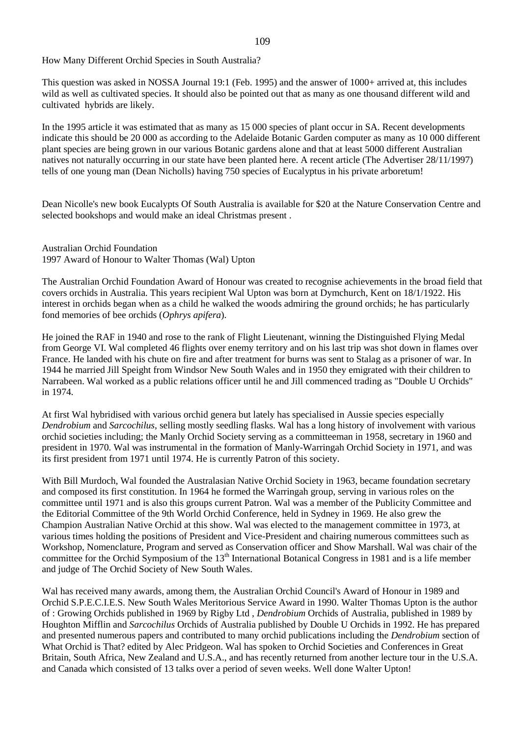## How Many Different Orchid Species in South Australia?

This question was asked in NOSSA Journal 19:1 (Feb. 1995) and the answer of 1000+ arrived at, this includes wild as well as cultivated species. It should also be pointed out that as many as one thousand different wild and cultivated hybrids are likely.

In the 1995 article it was estimated that as many as 15 000 species of plant occur in SA. Recent developments indicate this should be 20 000 as according to the Adelaide Botanic Garden computer as many as 10 000 different plant species are being grown in our various Botanic gardens alone and that at least 5000 different Australian natives not naturally occurring in our state have been planted here. A recent article (The Advertiser 28/11/1997) tells of one young man (Dean Nicholls) having 750 species of Eucalyptus in his private arboretum!

Dean Nicolle's new book Eucalypts Of South Australia is available for $20 at the Nature Conservation Centre and selected bookshops and would make an ideal Christmas present .

## Australian Orchid Foundation
### 1997 Award of Honour to Walter Thomas (Wal) Upton

The Australian Orchid Foundation Award of Honour was created to recognise achievements in the broad field that covers orchids in Australia. This years recipient Wal Upton was born at Dymchurch, Kent on 18/1/1922. His interest in orchids began when as a child he walked the woods admiring the ground orchids; he has particularly fond memories of bee orchids (*Ophrys apifera*).

He joined the RAF in 1940 and rose to the rank of Flight Lieutenant, winning the Distinguished Flying Medal from George VI. Wal completed 46 flights over enemy territory and on his last trip was shot down in flames over France. He landed with his chute on fire and after treatment for burns was sent to Stalag as a prisoner of war. In 1944 he married Jill Speight from Windsor New South Wales and in 1950 they emigrated with their children to Narrabeen. Wal worked as a public relations officer until he and Jill commenced trading as "Double U Orchids" in 1974.

At first Wal hybridised with various orchid genera but lately has specialised in Aussie species especially *Dendrobium* and *Sarcochilus*, selling mostly seedling flasks. Wal has a long history of involvement with various orchid societies including; the Manly Orchid Society serving as a committeeman in 1958, secretary in 1960 and president in 1970. Wal was instrumental in the formation of Manly-Warringah Orchid Society in 1971, and was its first president from 1971 until 1974. He is currently Patron of this society.

With Bill Murdoch, Wal founded the Australasian Native Orchid Society in 1963, became foundation secretary and composed its first constitution. In 1964 he formed the Warringah group, serving in various roles on the committee until 1971 and is also this groups current Patron. Wal was a member of the Publicity Committee and the Editorial Committee of the 9th World Orchid Conference, held in Sydney in 1969. He also grew the Champion Australian Native Orchid at this show. Wal was elected to the management committee in 1973, at various times holding the positions of President and Vice-President and chairing numerous committees such as Workshop, Nomenclature, Program and served as Conservation officer and Show Marshall. Wal was chair of the committee for the Orchid Symposium of the 13th International Botanical Congress in 1981 and is a life member and judge of The Orchid Society of New South Wales.

Wal has received many awards, among them, the Australian Orchid Council's Award of Honour in 1989 and Orchid S.P.E.C.I.E.S. New South Wales Meritorious Service Award in 1990. Walter Thomas Upton is the author of : Growing Orchids published in 1969 by Rigby Ltd , *Dendrobium* Orchids of Australia, published in 1989 by Houghton Mifflin and *Sarcochilus* Orchids of Australia published by Double U Orchids in 1992. He has prepared and presented numerous papers and contributed to many orchid publications including the *Dendrobium* section of What Orchid is That? edited by Alec Pridgeon. Wal has spoken to Orchid Societies and Conferences in Great Britain, South Africa, New Zealand and U.S.A., and has recently returned from another lecture tour in the U.S.A. and Canada which consisted of 13 talks over a period of seven weeks. Well done Walter Upton!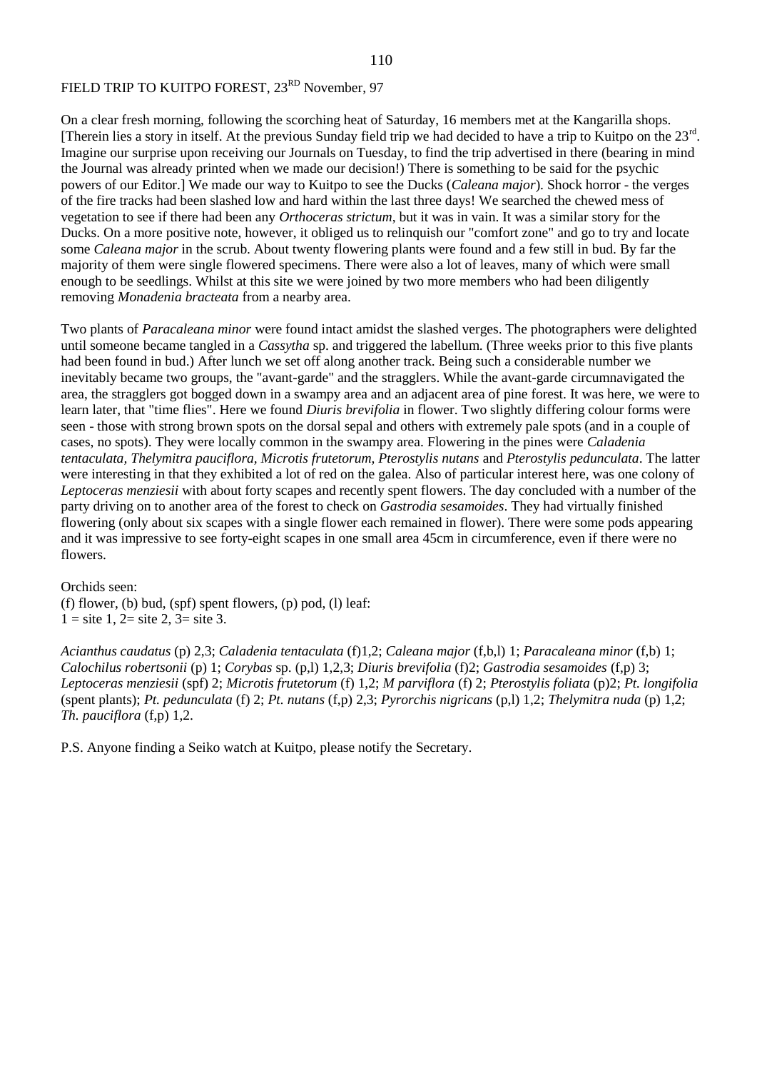## FIELD TRIP TO KUITPO FOREST, 23RD November, 97

On a clear fresh morning, following the scorching heat of Saturday, 16 members met at the Kangarilla shops. [Therein lies a story in itself. At the previous Sunday field trip we had decided to have a trip to Kuitpo on the 23rd. Imagine our surprise upon receiving our Journals on Tuesday, to find the trip advertised in there (bearing in mind the Journal was already printed when we made our decision!) There is something to be said for the psychic powers of our Editor.] We made our way to Kuitpo to see the Ducks (*Caleana major*). Shock horror - the verges of the fire tracks had been slashed low and hard within the last three days! We searched the chewed mess of vegetation to see if there had been any *Orthoceras strictum*, but it was in vain. It was a similar story for the Ducks. On a more positive note, however, it obliged us to relinquish our "comfort zone" and go to try and locate some *Caleana major* in the scrub. About twenty flowering plants were found and a few still in bud. By far the majority of them were single flowered specimens. There were also a lot of leaves, many of which were small enough to be seedlings. Whilst at this site we were joined by two more members who had been diligently removing *Monadenia bracteata* from a nearby area.

Two plants of *Paracaleana minor* were found intact amidst the slashed verges. The photographers were delighted until someone became tangled in a *Cassytha* sp. and triggered the labellum. (Three weeks prior to this five plants had been found in bud.) After lunch we set off along another track. Being such a considerable number we inevitably became two groups, the "avant-garde" and the stragglers. While the avant-garde circumnavigated the area, the stragglers got bogged down in a swampy area and an adjacent area of pine forest. It was here, we were to learn later, that "time flies". Here we found *Diuris brevifolia* in flower. Two slightly differing colour forms were seen - those with strong brown spots on the dorsal sepal and others with extremely pale spots (and in a couple of cases, no spots). They were locally common in the swampy area. Flowering in the pines were *Caladenia tentaculata, Thelymitra pauciflora, Microtis frutetorum, Pterostylis nutans* and *Pterostylis pedunculata*. The latter were interesting in that they exhibited a lot of red on the galea. Also of particular interest here, was one colony of *Leptoceras menziesii* with about forty scapes and recently spent flowers. The day concluded with a number of the party driving on to another area of the forest to check on *Gastrodia sesamoides*. They had virtually finished flowering (only about six scapes with a single flower each remained in flower). There were some pods appearing and it was impressive to see forty-eight scapes in one small area 45cm in circumference, even if there were no flowers.

Orchids seen:
(f) flower, (b) bud, (spf) spent flowers, (p) pod, (l) leaf:
1 = site 1, 2= site 2, 3= site 3.

*Acianthus caudatus* (p) 2,3; *Caladenia tentaculata* (f)1,2; *Caleana major* (f,b,l) 1; *Paracaleana minor* (f,b) 1; *Calochilus robertsonii* (p) 1; *Corybas* sp. (p,l) 1,2,3; *Diuris brevifolia* (f)2; *Gastrodia sesamoides* (f,p) 3; *Leptoceras menziesii* (spf) 2; *Microtis frutetorum* (f) 1,2; *M parviflora* (f) 2; *Pterostylis foliata* (p)2; *Pt. longifolia* (spent plants); *Pt. pedunculata* (f) 2; *Pt. nutans* (f,p) 2,3; *Pyrorchis nigricans* (p,l) 1,2; *Thelymitra nuda* (p) 1,2; *Th. pauciflora* (f,p) 1,2.

P.S. Anyone finding a Seiko watch at Kuitpo, please notify the Secretary.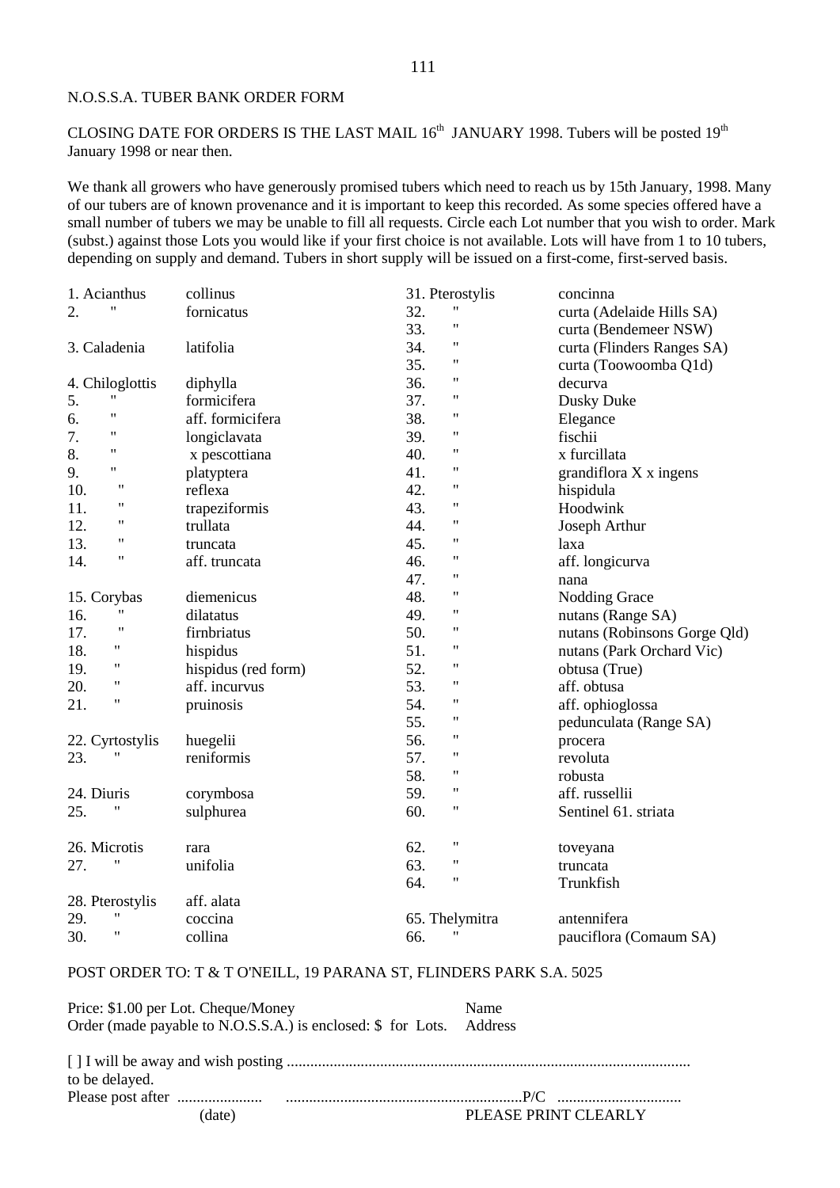N.O.S.S.A. TUBER BANK ORDER FORM

CLOSING DATE FOR ORDERS IS THE LAST MAIL 16th JANUARY 1998. Tubers will be posted 19th January 1998 or near then.

We thank all growers who have generously promised tubers which need to reach us by 15th January, 1998. Many of our tubers are of known provenance and it is important to keep this recorded. As some species offered have a small number of tubers we may be unable to fill all requests. Circle each Lot number that you wish to order. Mark (subst.) against those Lots you would like if your first choice is not available. Lots will have from 1 to 10 tubers, depending on supply and demand. Tubers in short supply will be issued on a first-come, first-served basis.

| | | | |
|---|---|---|---|
| 1. Acianthus | collinus | 31. Pterostylis | concinna |
| 2. " | fornicatus | 32. " | curta (Adelaide Hills SA) |
| | | 33. " | curta (Bendemeer NSW) |
| 3. Caladenia | latifolia | 34. " | curta (Flinders Ranges SA) |
| | | 35. " | curta (Toowoomba Q1d) |
| 4. Chiloglottis | diphylla | 36. " | decurva |
| 5. " | formicifera | 37. " | Dusky Duke |
| 6. " | aff. formicifera | 38. " | Elegance |
| 7. " | longiclavata | 39. " | fischii |
| 8. " | x pescottiana | 40. " | x furcillata |
| 9. " | platyptera | 41. " | grandiflora X x ingens |
| 10. " | reflexa | 42. " | hispidula |
| 11. " | trapeziformis | 43. " | Hoodwink |
| 12. " | trullata | 44. " | Joseph Arthur |
| 13. " | truncata | 45. " | laxa |
| 14. " | aff. truncata | 46. " | aff. longicurva |
| | | 47. " | nana |
| 15. Corybas | diemenicus | 48. " | Nodding Grace |
| 16. " | dilatatus | 49. " | nutans (Range SA) |
| 17. " | firnbriatus | 50. " | nutans (Robinsons Gorge Qld) |
| 18. " | hispidus | 51. " | nutans (Park Orchard Vic) |
| 19. " | hispidus (red form) | 52. " | obtusa (True) |
| 20. " | aff. incurvus | 53. " | aff. obtusa |
| 21. " | pruinosis | 54. " | aff. ophioglossa |
| | | 55. " | pedunculata (Range SA) |
| 22. Cyrtostylis | huegelii | 56. " | procera |
| 23. " | reniformis | 57. " | revoluta |
| | | 58. " | robusta |
| 24. Diuris | corymbosa | 59. " | aff. russellii |
| 25. " | sulphurea | 60. " | Sentinel 61. striata |
| 26. Microtis | rara | 62. " | toveyana |
| 27. " | unifolia | 63. " | truncata |
| | | 64. " | Trunkfish |
| 28. Pterostylis | aff. alata | | |
| 29. " | coccina | 65. Thelymitra | antennifera |
| 30. " | collina | 66. " | pauciflora (Comaum SA) |

POST ORDER TO: T & T O'NEILL, 19 PARANA ST, FLINDERS PARK S.A. 5025

Price: $1.00 per Lot. Cheque/Money Order (made payable to N.O.S.S.A.) is enclosed: $ for Lots.

Name

Address

[ ] I will be away and wish posting to be delayed.
Please post after ...................... (date)

.............................................................P/C ................................

PLEASE PRINT CLEARLY